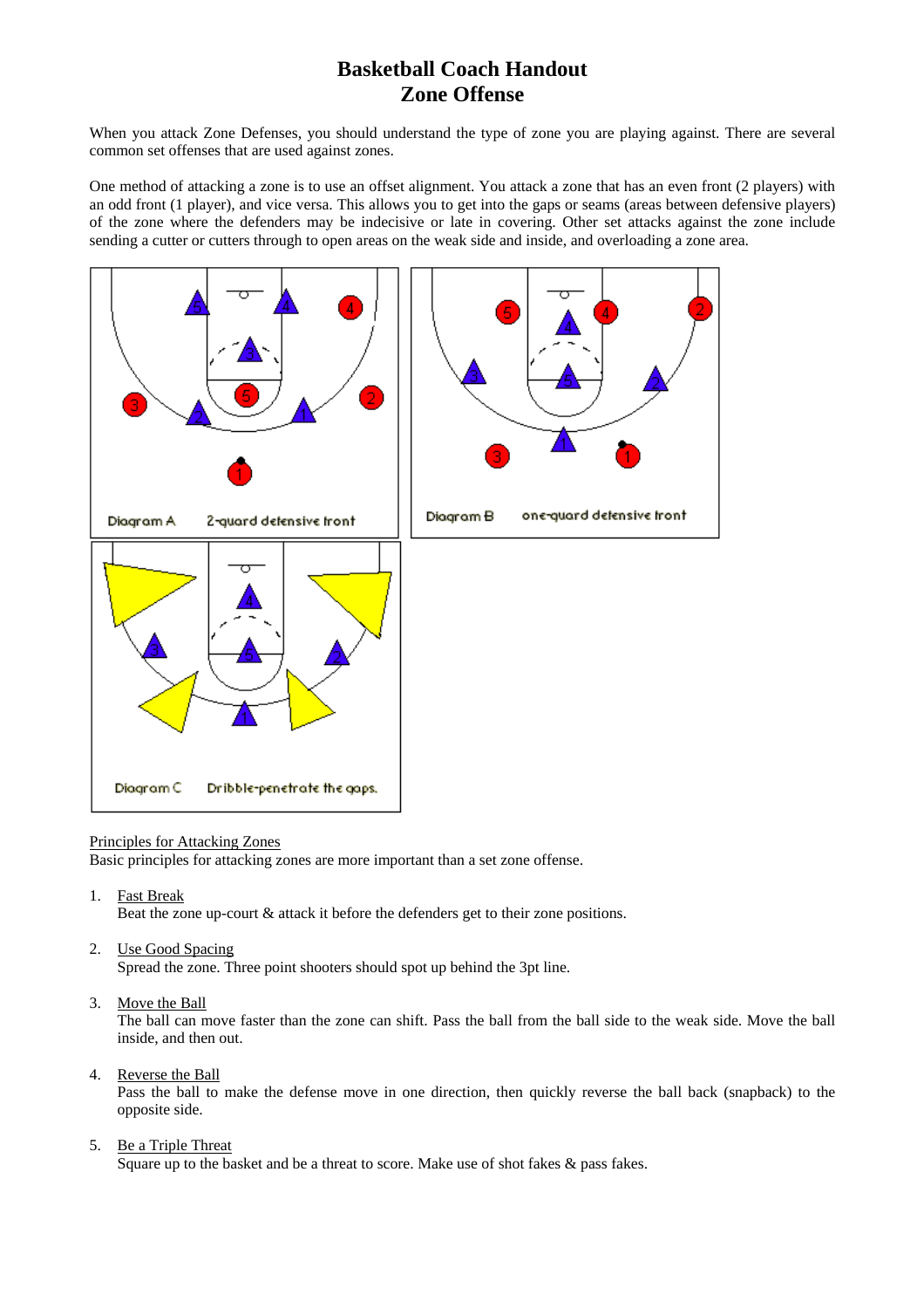# Basketball Coach Handout
# Zone Offense

When you attack Zone Defenses, you should understand the type of zone you are playing against. There are several common set offenses that are used against zones.

One method of attacking a zone is to use an offset alignment. You attack a zone that has an even front (2 players) with an odd front (1 player), and vice versa. This allows you to get into the gaps or seams (areas between defensive players) of the zone where the defenders may be indecisive or late in covering. Other set attacks against the zone include sending a cutter or cutters through to open areas on the weak side and inside, and overloading a zone area.

Diagram A 2-guard defensive front

Diagram B one-guard defensive front

Diagram C Dribble-penetrate the gaps.

Principles for Attacking Zones

Basic principles for attacking zones are more important than a set zone offense.

1. Fast Break
   Beat the zone up-court & attack it before the defenders get to their zone positions.

2. Use Good Spacing
   Spread the zone. Three point shooters should spot up behind the 3pt line.

3. Move the Ball
   The ball can move faster than the zone can shift. Pass the ball from the ball side to the weak side. Move the ball inside, and then out.

4. Reverse the Ball
   Pass the ball to make the defense move in one direction, then quickly reverse the ball back (snapback) to the opposite side.

5. Be a Triple Threat
   Square up to the basket and be a threat to score. Make use of shot fakes & pass fakes.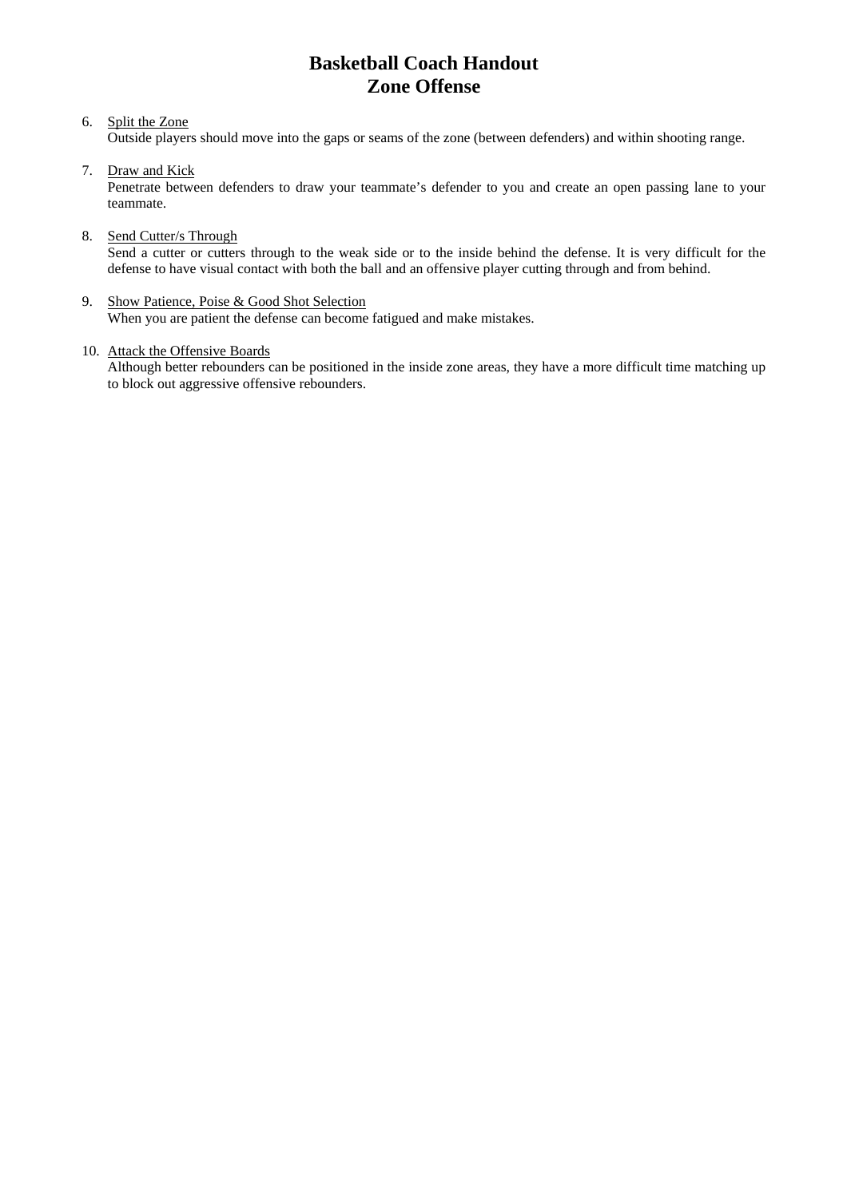# Basketball Coach Handout
# Zone Offense

6. Split the Zone
   Outside players should move into the gaps or seams of the zone (between defenders) and within shooting range.

7. Draw and Kick
   Penetrate between defenders to draw your teammate's defender to you and create an open passing lane to your teammate.

8. Send Cutter/s Through
   Send a cutter or cutters through to the weak side or to the inside behind the defense. It is very difficult for the defense to have visual contact with both the ball and an offensive player cutting through and from behind.

9. Show Patience, Poise & Good Shot Selection
   When you are patient the defense can become fatigued and make mistakes.

10. Attack the Offensive Boards
    Although better rebounders can be positioned in the inside zone areas, they have a more difficult time matching up to block out aggressive offensive rebounders.